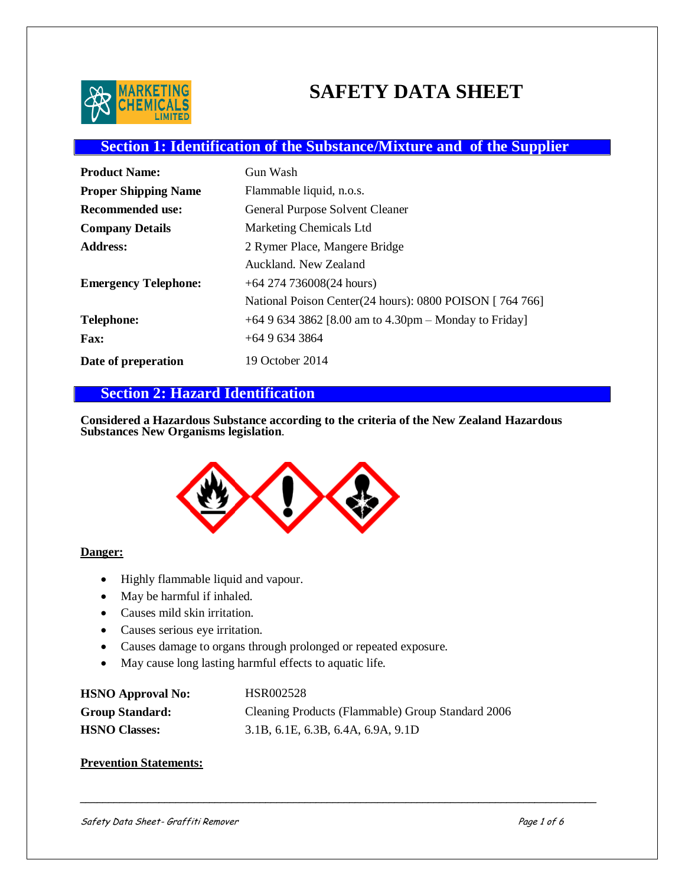# SAFETY DATA SHEET

## Section 1: Identification of the Substance/Mixture and of the Supplier

| | |
|---|---|
| **Product Name:** | Gun Wash |
| **Proper Shipping Name** | Flammable liquid, n.o.s. |
| **Recommended use:** | General Purpose Solvent Cleaner |
| **Company Details** | Marketing Chemicals Ltd |
| **Address:** | 2 Rymer Place, Mangere Bridge<br>Auckland. New Zealand |
| **Emergency Telephone:** | +64 274 736008(24 hours)<br>National Poison Center(24 hours): 0800 POISON [ 764 766] |
| **Telephone:** | +64 9 634 3862 [8.00 am to 4.30pm – Monday to Friday] |
| **Fax:** | +64 9 634 3864 |
| **Date of preperation** | 19 October 2014 |

## Section 2: Hazard Identification

**Considered a Hazardous Substance according to the criteria of the New Zealand Hazardous Substances New Organisms legislation**.

**Danger:**

- Highly flammable liquid and vapour.
- May be harmful if inhaled.
- Causes mild skin irritation.
- Causes serious eye irritation.
- Causes damage to organs through prolonged or repeated exposure.
- May cause long lasting harmful effects to aquatic life.

| | |
|---|---|
| **HSNO Approval No:** | HSR002528 |
| **Group Standard:** | Cleaning Products (Flammable) Group Standard 2006 |
| **HSNO Classes:** | 3.1B, 6.1E, 6.3B, 6.4A, 6.9A, 9.1D |

**Prevention Statements:**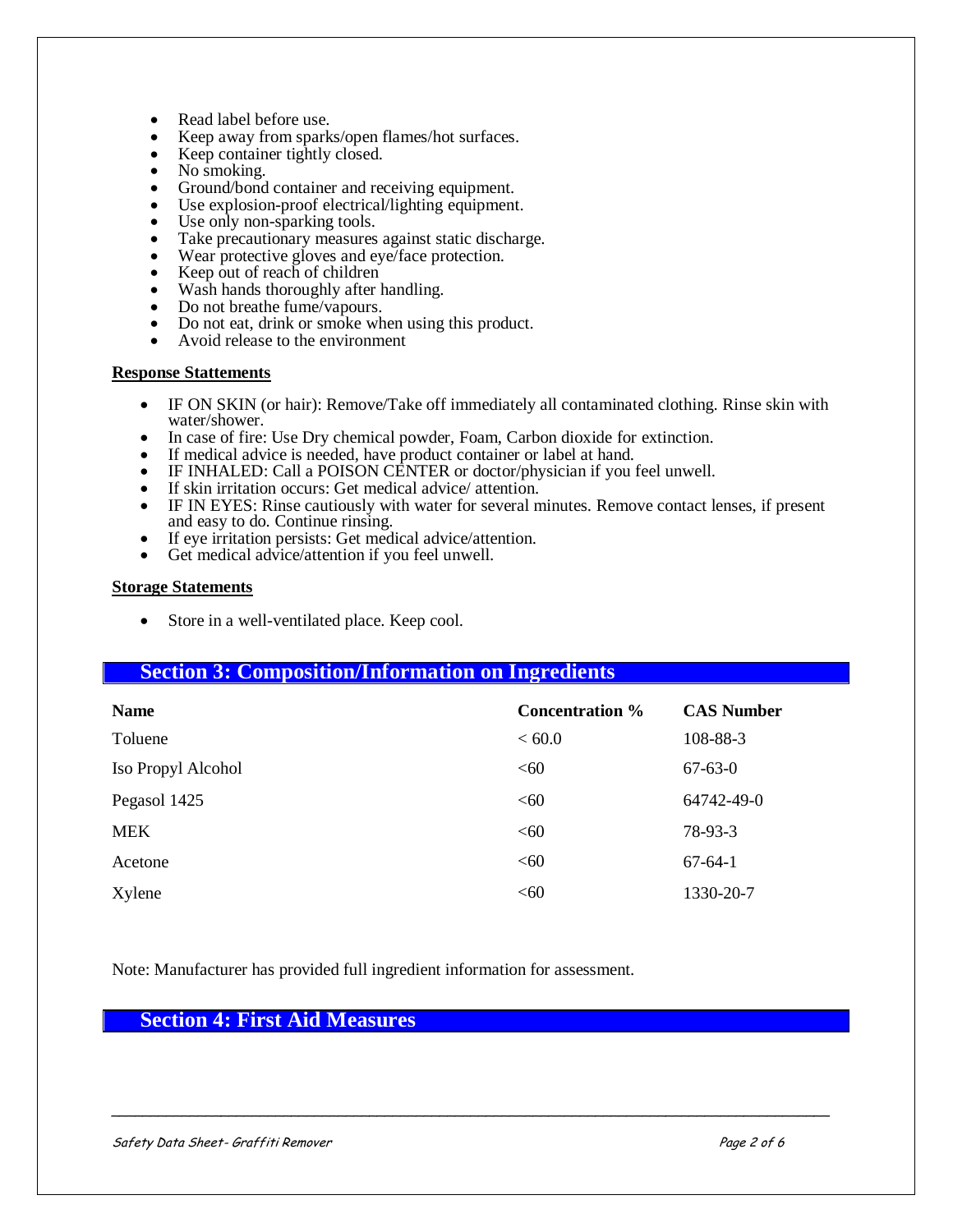- Read label before use.
- Keep away from sparks/open flames/hot surfaces.
- Keep container tightly closed.
- No smoking.
- Ground/bond container and receiving equipment.
- Use explosion-proof electrical/lighting equipment.
- Use only non-sparking tools.
- Take precautionary measures against static discharge.
- Wear protective gloves and eye/face protection.
- Keep out of reach of children
- Wash hands thoroughly after handling.
- Do not breathe fume/vapours.
- Do not eat, drink or smoke when using this product.
- Avoid release to the environment

**Response Stattements**

- IF ON SKIN (or hair): Remove/Take off immediately all contaminated clothing. Rinse skin with water/shower.
- In case of fire: Use Dry chemical powder, Foam, Carbon dioxide for extinction.
- If medical advice is needed, have product container or label at hand.
- IF INHALED: Call a POISON CENTER or doctor/physician if you feel unwell.
- If skin irritation occurs: Get medical advice/ attention.
- IF IN EYES: Rinse cautiously with water for several minutes. Remove contact lenses, if present and easy to do. Continue rinsing.
- If eye irritation persists: Get medical advice/attention.
- Get medical advice/attention if you feel unwell.

**Storage Statements**

- Store in a well-ventilated place. Keep cool.

## Section 3: Composition/Information on Ingredients

| Name | Concentration % | CAS Number |
|---|---|---|
| Toluene | < 60.0 | 108-88-3 |
| Iso Propyl Alcohol | <60 | 67-63-0 |
| Pegasol 1425 | <60 | 64742-49-0 |
| MEK | <60 | 78-93-3 |
| Acetone | <60 | 67-64-1 |
| Xylene | <60 | 1330-20-7 |

Note: Manufacturer has provided full ingredient information for assessment.

## Section 4: First Aid Measures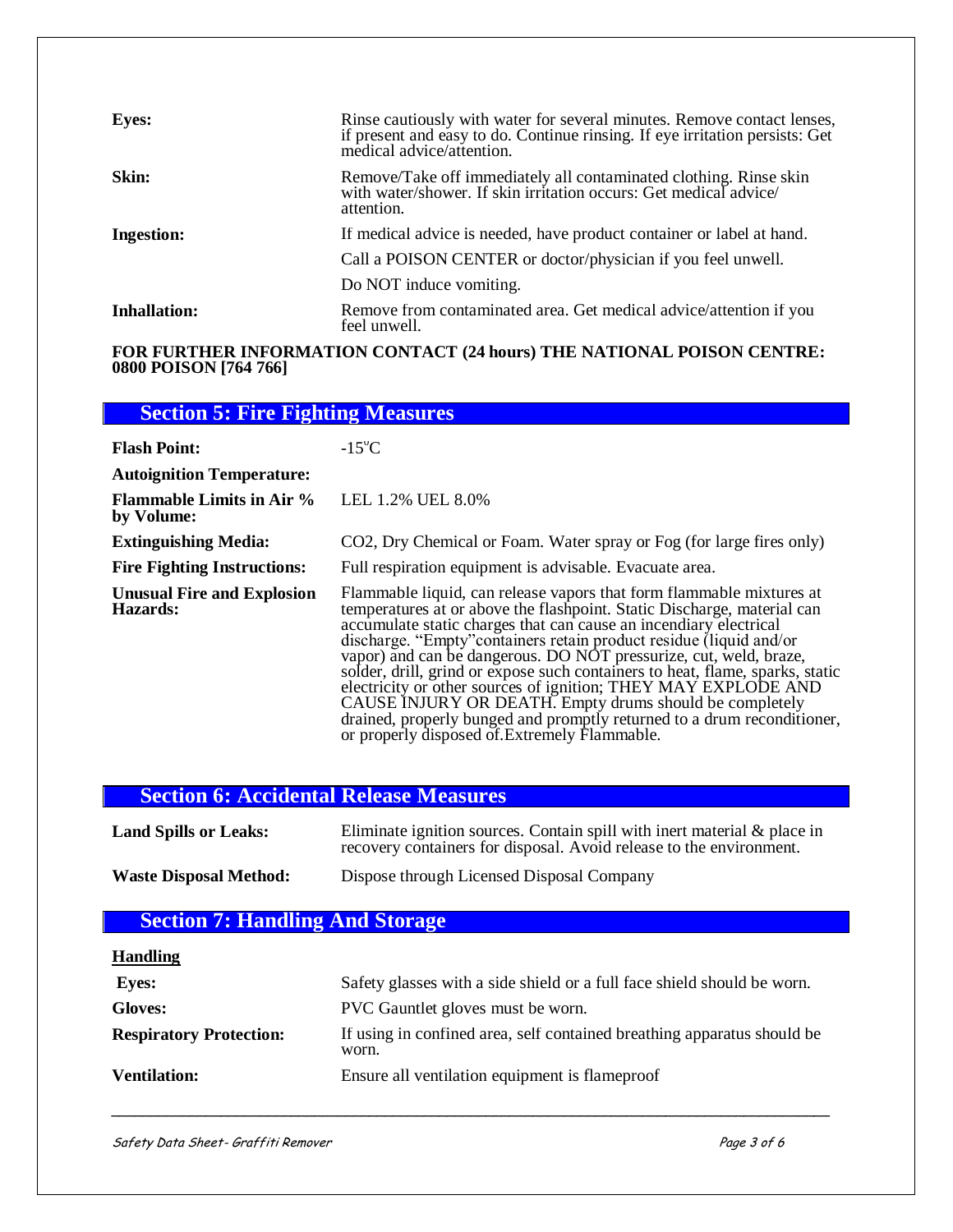| | |
|---|---|
| **Eyes:** | Rinse cautiously with water for several minutes. Remove contact lenses, if present and easy to do. Continue rinsing. If eye irritation persists: Get medical advice/attention. |
| **Skin:** | Remove/Take off immediately all contaminated clothing. Rinse skin with water/shower. If skin irritation occurs: Get medical advice/ attention. |
| **Ingestion:** | If medical advice is needed, have product container or label at hand. |
| | Call a POISON CENTER or doctor/physician if you feel unwell. |
| | Do NOT induce vomiting. |
| **Inhallation:** | Remove from contaminated area. Get medical advice/attention if you feel unwell. |

**FOR FURTHER INFORMATION CONTACT (24 hours) THE NATIONAL POISON CENTRE: 0800 POISON [764 766]**

## Section 5: Fire Fighting Measures

| | |
|---|---|
| **Flash Point:** | -15°C |
| **Autoignition Temperature:** | |
| **Flammable Limits in Air % by Volume:** | LEL 1.2% UEL 8.0% |
| **Extinguishing Media:** | $CO_2$, Dry Chemical or Foam. Water spray or Fog (for large fires only) |
| **Fire Fighting Instructions:** | Full respiration equipment is advisable. Evacuate area. |
| **Unusual Fire and Explosion Hazards:** | Flammable liquid, can release vapors that form flammable mixtures at temperatures at or above the flashpoint. Static Discharge, material can accumulate static charges that can cause an incendiary electrical discharge. "Empty"containers retain product residue (liquid and/or vapor) and can be dangerous. DO NOT pressurize, cut, weld, braze, solder, drill, grind or expose such containers to heat, flame, sparks, static electricity or other sources of ignition; THEY MAY EXPLODE AND CAUSE INJURY OR DEATH. Empty drums should be completely drained, properly bunged and promptly returned to a drum reconditioner, or properly disposed of.Extremely Flammable. |

## Section 6: Accidental Release Measures

| | |
|---|---|
| **Land Spills or Leaks:** | Eliminate ignition sources. Contain spill with inert material & place in recovery containers for disposal. Avoid release to the environment. |
| **Waste Disposal Method:** | Dispose through Licensed Disposal Company |

## Section 7: Handling And Storage

**Handling**

| | |
|---|---|
| **Eyes:** | Safety glasses with a side shield or a full face shield should be worn. |
| **Gloves:** | PVC Gauntlet gloves must be worn. |
| **Respiratory Protection:** | If using in confined area, self contained breathing apparatus should be worn. |
| **Ventilation:** | Ensure all ventilation equipment is flameproof |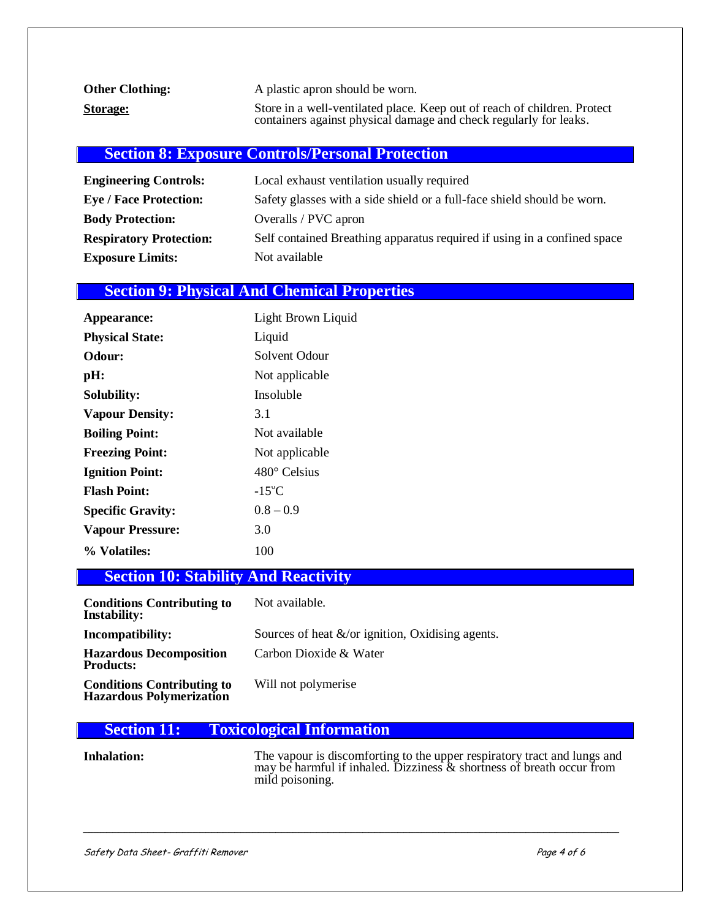**Other Clothing:** A plastic apron should be worn.

**Storage:** Store in a well-ventilated place. Keep out of reach of children. Protect containers against physical damage and check regularly for leaks.

## Section 8: Exposure Controls/Personal Protection

| | |
|---|---|
| **Engineering Controls:** | Local exhaust ventilation usually required |
| **Eye / Face Protection:** | Safety glasses with a side shield or a full-face shield should be worn. |
| **Body Protection:** | Overalls / PVC apron |
| **Respiratory Protection:** | Self contained Breathing apparatus required if using in a confined space |
| **Exposure Limits:** | Not available |

## Section 9: Physical And Chemical Properties

| | |
|---|---|
| **Appearance:** | Light Brown Liquid |
| **Physical State:** | Liquid |
| **Odour:** | Solvent Odour |
| **pH:** | Not applicable |
| **Solubility:** | Insoluble |
| **Vapour Density:** | 3.1 |
| **Boiling Point:** | Not available |
| **Freezing Point:** | Not applicable |
| **Ignition Point:** | 480° Celsius |
| **Flash Point:** | -15°C |
| **Specific Gravity:** | 0.8 – 0.9 |
| **Vapour Pressure:** | 3.0 |
| **% Volatiles:** | 100 |

## Section 10: Stability And Reactivity

| | |
|---|---|
| **Conditions Contributing to Instability:** | Not available. |
| **Incompatibility:** | Sources of heat &/or ignition, Oxidising agents. |
| **Hazardous Decomposition Products:** | Carbon Dioxide & Water |
| **Conditions Contributing to Hazardous Polymerization** | Will not polymerise |

## Section 11: Toxicological Information

**Inhalation:** The vapour is discomforting to the upper respiratory tract and lungs and may be harmful if inhaled. Dizziness & shortness of breath occur from mild poisoning.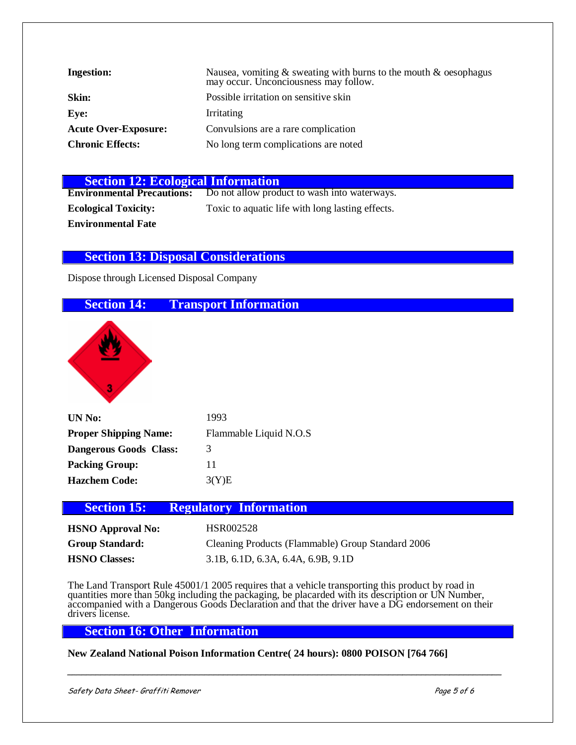**Ingestion:** Nausea, vomiting & sweating with burns to the mouth & oesophagus may occur. Unconciousness may follow.

**Skin:** Possible irritation on sensitive skin

**Eye:** Irritating

**Acute Over-Exposure:** Convulsions are a rare complication

**Chronic Effects:** No long term complications are noted

## Section 12: Ecological Information

**Environmental Precautions:** Do not allow product to wash into waterways.

**Ecological Toxicity:** Toxic to aquatic life with long lasting effects.

**Environmental Fate**

## Section 13: Disposal Considerations

Dispose through Licensed Disposal Company

## Section 14: Transport Information

**UN No:** 1993

**Proper Shipping Name:** Flammable Liquid N.O.S

**Dangerous Goods Class:** 3

**Packing Group:** 11

**Hazchem Code:** 3(Y)E

## Section 15: Regulatory Information

**HSNO Approval No:** HSR002528

**Group Standard:** Cleaning Products (Flammable) Group Standard 2006

**HSNO Classes:** 3.1B, 6.1D, 6.3A, 6.4A, 6.9B, 9.1D

The Land Transport Rule 45001/1 2005 requires that a vehicle transporting this product by road in quantities more than 50kg including the packaging, be placarded with its description or UN Number, accompanied with a Dangerous Goods Declaration and that the driver have a DG endorsement on their drivers license.

## Section 16: Other Information

**New Zealand National Poison Information Centre( 24 hours): 0800 POISON [764 766]**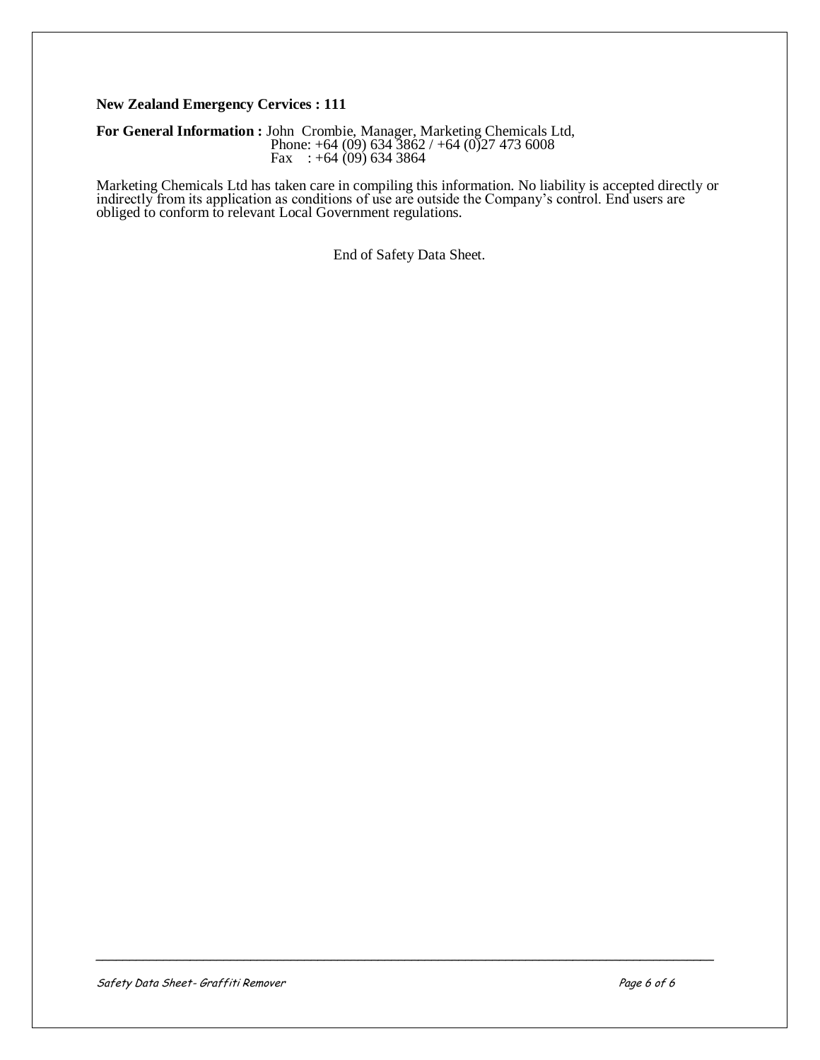**New Zealand Emergency Cervices : 111**

**For General Information :** John Crombie, Manager, Marketing Chemicals Ltd,
Phone: +64 (09) 634 3862 / +64 (0)27 473 6008
Fax : +64 (09) 634 3864

Marketing Chemicals Ltd has taken care in compiling this information. No liability is accepted directly or indirectly from its application as conditions of use are outside the Company's control. End users are obliged to conform to relevant Local Government regulations.

End of Safety Data Sheet.